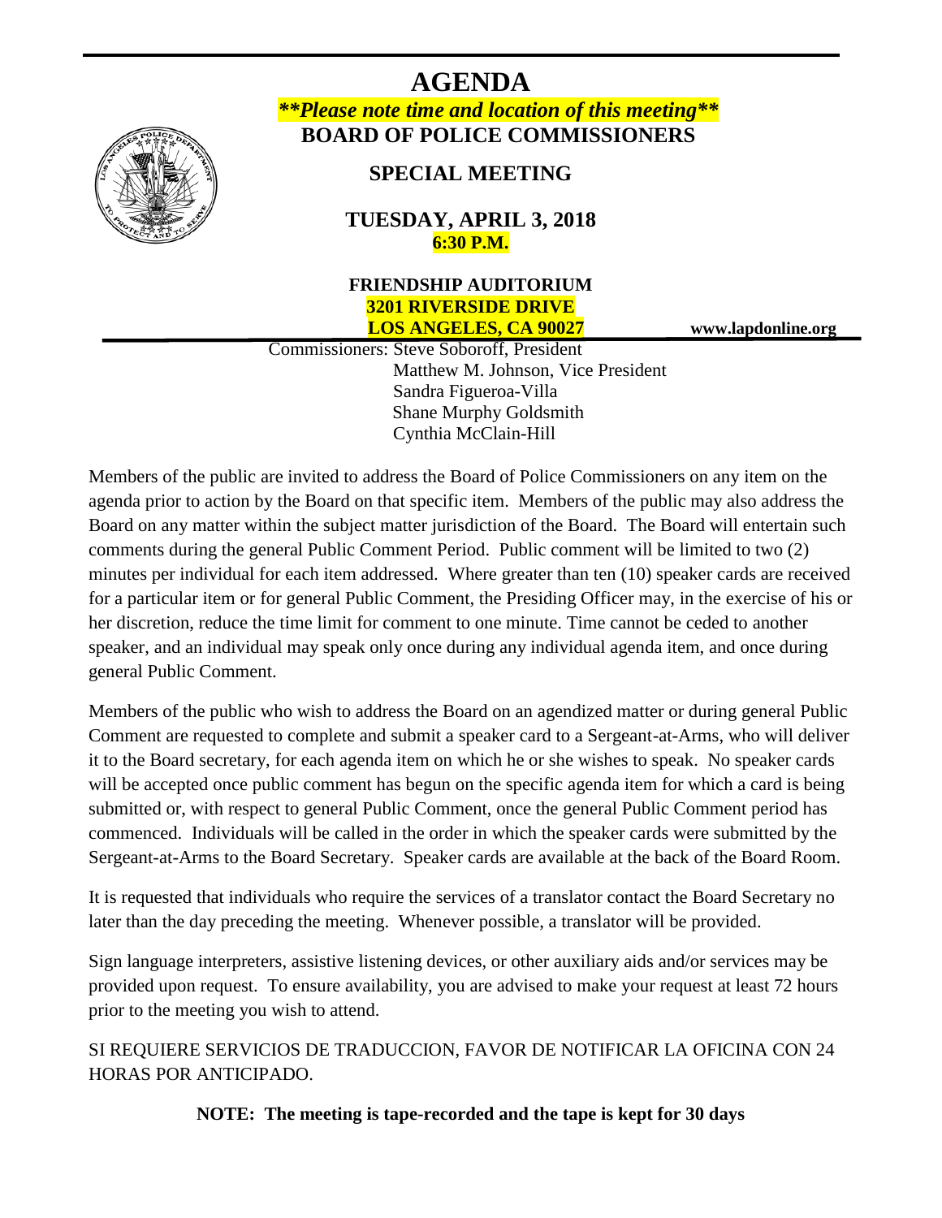# AGENDA

***\*\*Please note time and location of this meeting\*\****

**BOARD OF POLICE COMMISSIONERS**

**SPECIAL MEETING**

**TUESDAY, APRIL 3, 2018**
**6:30 P.M.**

**FRIENDSHIP AUDITORIUM**
**3201 RIVERSIDE DRIVE**
**LOS ANGELES, CA 90027**

**www.lapdonline.org**

Commissioners: Steve Soboroff, President
Matthew M. Johnson, Vice President
Sandra Figueroa-Villa
Shane Murphy Goldsmith
Cynthia McClain-Hill

Members of the public are invited to address the Board of Police Commissioners on any item on the agenda prior to action by the Board on that specific item. Members of the public may also address the Board on any matter within the subject matter jurisdiction of the Board. The Board will entertain such comments during the general Public Comment Period. Public comment will be limited to two (2) minutes per individual for each item addressed. Where greater than ten (10) speaker cards are received for a particular item or for general Public Comment, the Presiding Officer may, in the exercise of his or her discretion, reduce the time limit for comment to one minute. Time cannot be ceded to another speaker, and an individual may speak only once during any individual agenda item, and once during general Public Comment.

Members of the public who wish to address the Board on an agendized matter or during general Public Comment are requested to complete and submit a speaker card to a Sergeant-at-Arms, who will deliver it to the Board secretary, for each agenda item on which he or she wishes to speak. No speaker cards will be accepted once public comment has begun on the specific agenda item for which a card is being submitted or, with respect to general Public Comment, once the general Public Comment period has commenced. Individuals will be called in the order in which the speaker cards were submitted by the Sergeant-at-Arms to the Board Secretary. Speaker cards are available at the back of the Board Room.

It is requested that individuals who require the services of a translator contact the Board Secretary no later than the day preceding the meeting. Whenever possible, a translator will be provided.

Sign language interpreters, assistive listening devices, or other auxiliary aids and/or services may be provided upon request. To ensure availability, you are advised to make your request at least 72 hours prior to the meeting you wish to attend.

SI REQUIERE SERVICIOS DE TRADUCCION, FAVOR DE NOTIFICAR LA OFICINA CON 24 HORAS POR ANTICIPADO.

**NOTE: The meeting is tape-recorded and the tape is kept for 30 days**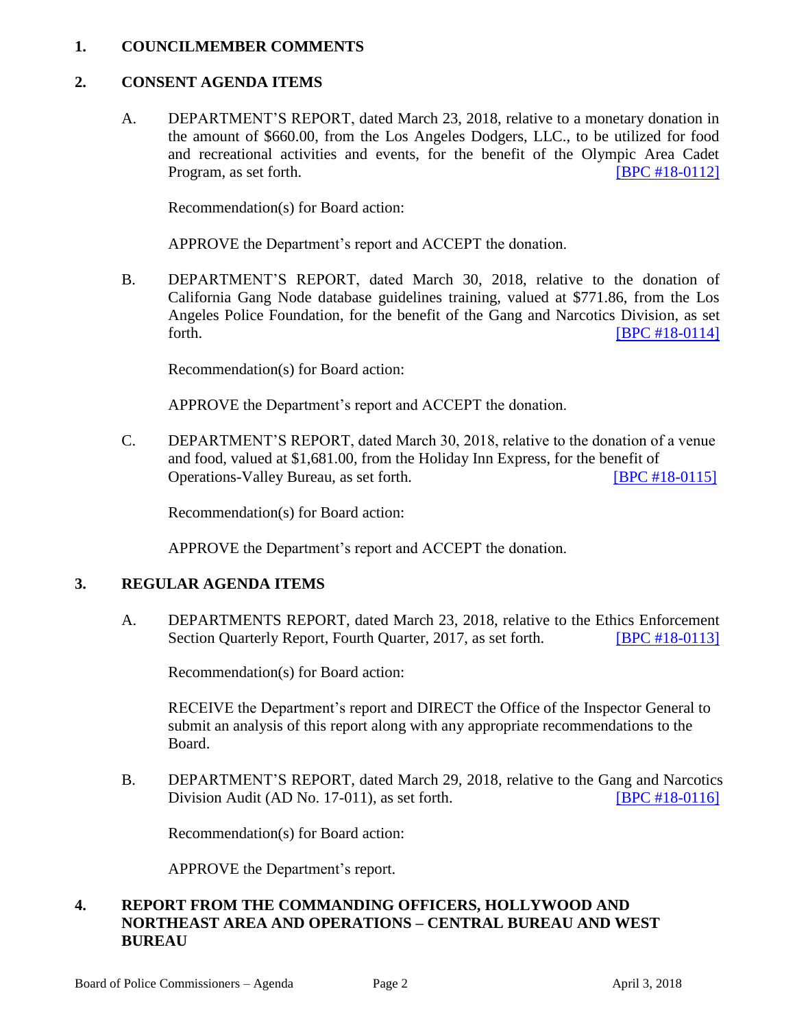**1. COUNCILMEMBER COMMENTS**

**2. CONSENT AGENDA ITEMS**

A. DEPARTMENT'S REPORT, dated March 23, 2018, relative to a monetary donation in the amount of $660.00, from the Los Angeles Dodgers, LLC., to be utilized for food and recreational activities and events, for the benefit of the Olympic Area Cadet Program, as set forth. [BPC #18-0112]

Recommendation(s) for Board action:

APPROVE the Department's report and ACCEPT the donation.

B. DEPARTMENT'S REPORT, dated March 30, 2018, relative to the donation of California Gang Node database guidelines training, valued at $771.86, from the Los Angeles Police Foundation, for the benefit of the Gang and Narcotics Division, as set forth. [BPC #18-0114]

Recommendation(s) for Board action:

APPROVE the Department's report and ACCEPT the donation.

C. DEPARTMENT'S REPORT, dated March 30, 2018, relative to the donation of a venue and food, valued at $1,681.00, from the Holiday Inn Express, for the benefit of Operations-Valley Bureau, as set forth. [BPC #18-0115]

Recommendation(s) for Board action:

APPROVE the Department's report and ACCEPT the donation.

**3. REGULAR AGENDA ITEMS**

A. DEPARTMENTS REPORT, dated March 23, 2018, relative to the Ethics Enforcement Section Quarterly Report, Fourth Quarter, 2017, as set forth. [BPC #18-0113]

Recommendation(s) for Board action:

RECEIVE the Department's report and DIRECT the Office of the Inspector General to submit an analysis of this report along with any appropriate recommendations to the Board.

B. DEPARTMENT'S REPORT, dated March 29, 2018, relative to the Gang and Narcotics Division Audit (AD No. 17-011), as set forth. [BPC #18-0116]

Recommendation(s) for Board action:

APPROVE the Department's report.

**4. REPORT FROM THE COMMANDING OFFICERS, HOLLYWOOD AND NORTHEAST AREA AND OPERATIONS – CENTRAL BUREAU AND WEST BUREAU**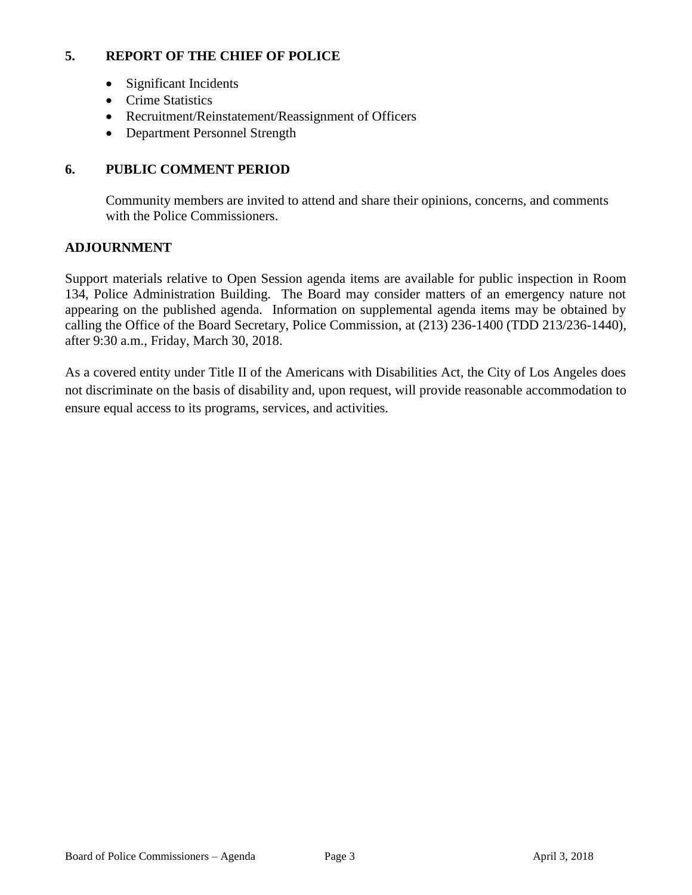## 5. REPORT OF THE CHIEF OF POLICE

- Significant Incidents
- Crime Statistics
- Recruitment/Reinstatement/Reassignment of Officers
- Department Personnel Strength

## 6. PUBLIC COMMENT PERIOD

Community members are invited to attend and share their opinions, concerns, and comments with the Police Commissioners.

## ADJOURNMENT

Support materials relative to Open Session agenda items are available for public inspection in Room 134, Police Administration Building. The Board may consider matters of an emergency nature not appearing on the published agenda. Information on supplemental agenda items may be obtained by calling the Office of the Board Secretary, Police Commission, at (213) 236-1400 (TDD 213/236-1440), after 9:30 a.m., Friday, March 30, 2018.

As a covered entity under Title II of the Americans with Disabilities Act, the City of Los Angeles does not discriminate on the basis of disability and, upon request, will provide reasonable accommodation to ensure equal access to its programs, services, and activities.